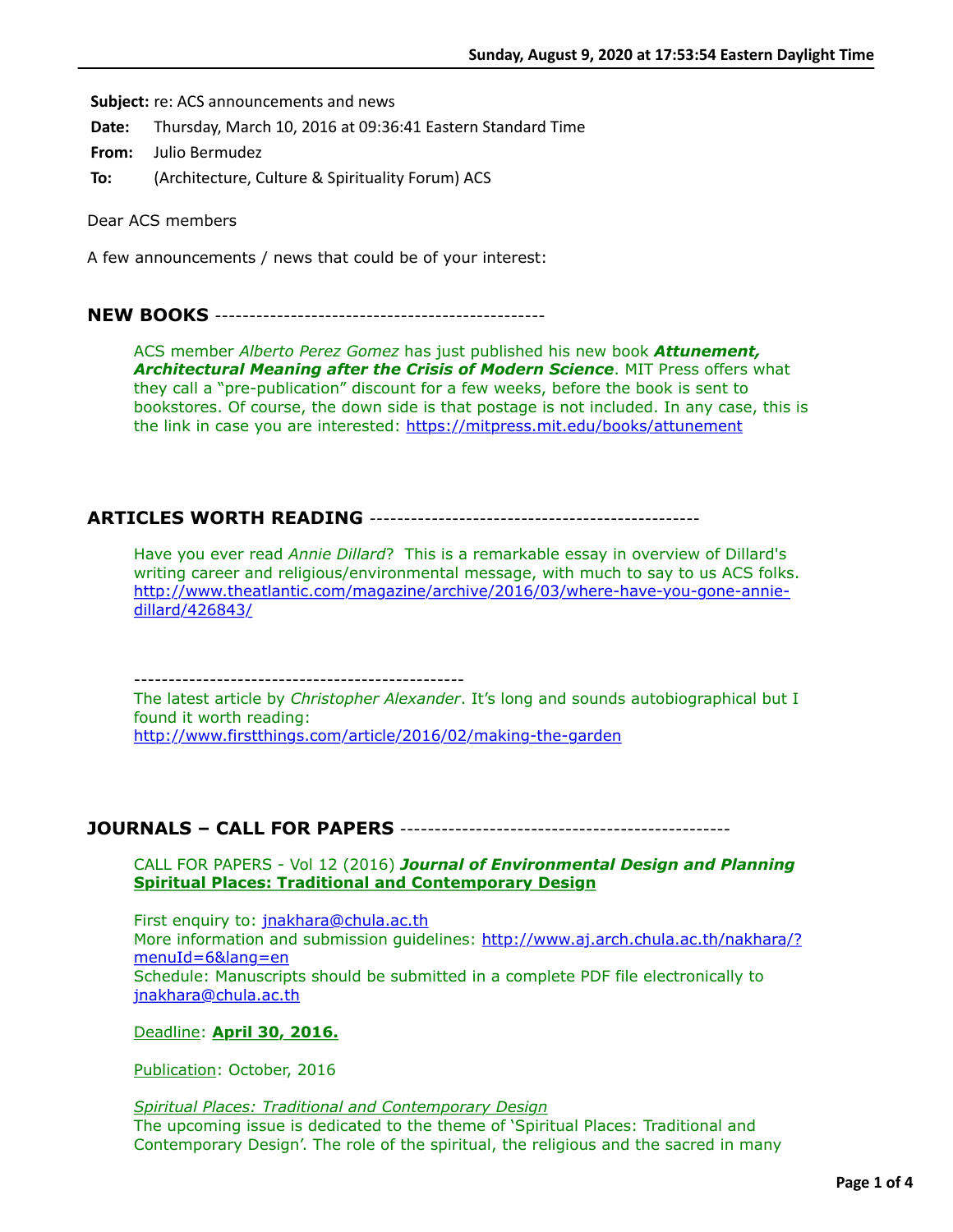**Subject:** re: ACS announcements and news
**Date:** Thursday, March 10, 2016 at 09:36:41 Eastern Standard Time
**From:** Julio Bermudez
**To:** (Architecture, Culture & Spirituality Forum) ACS

Dear ACS members

A few announcements / news that could be of your interest:

## NEW BOOKS ------------------------------------------------

ACS member *Alberto Perez Gomez* has just published his new book ***Attunement, Architectural Meaning after the Crisis of Modern Science***. MIT Press offers what they call a "pre-publication" discount for a few weeks, before the book is sent to bookstores. Of course, the down side is that postage is not included. In any case, this is the link in case you are interested: https://mitpress.mit.edu/books/attunement

## ARTICLES WORTH READING ------------------------------------------------

Have you ever read *Annie Dillard*? This is a remarkable essay in overview of Dillard's writing career and religious/environmental message, with much to say to us ACS folks.
http://www.theatlantic.com/magazine/archive/2016/03/where-have-you-gone-annie-dillard/426843/

------------------------------------------------
The latest article by *Christopher Alexander*. It's long and sounds autobiographical but I found it worth reading:
http://www.firstthings.com/article/2016/02/making-the-garden

## JOURNALS – CALL FOR PAPERS ------------------------------------------------

CALL FOR PAPERS - Vol 12 (2016) ***Journal of Environmental Design and Planning***
**Spiritual Places: Traditional and Contemporary Design**

First enquiry to: jnakhara@chula.ac.th
More information and submission guidelines: http://www.aj.arch.chula.ac.th/nakhara/?menuId=6&lang=en
Schedule: Manuscripts should be submitted in a complete PDF file electronically to jnakhara@chula.ac.th

Deadline: **April 30, 2016.**

Publication: October, 2016

*Spiritual Places: Traditional and Contemporary Design*
The upcoming issue is dedicated to the theme of 'Spiritual Places: Traditional and Contemporary Design'. The role of the spiritual, the religious and the sacred in many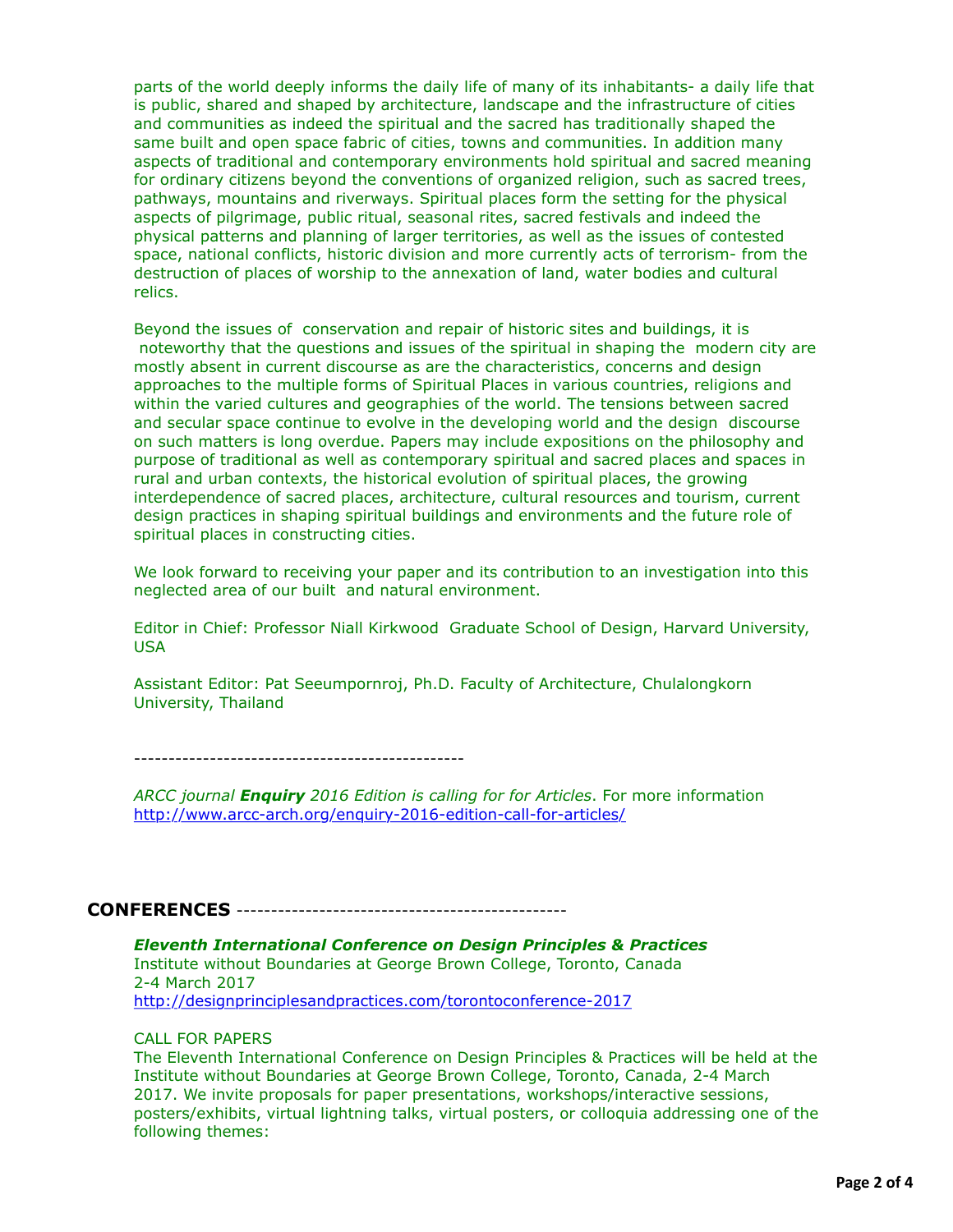parts of the world deeply informs the daily life of many of its inhabitants- a daily life that is public, shared and shaped by architecture, landscape and the infrastructure of cities and communities as indeed the spiritual and the sacred has traditionally shaped the same built and open space fabric of cities, towns and communities. In addition many aspects of traditional and contemporary environments hold spiritual and sacred meaning for ordinary citizens beyond the conventions of organized religion, such as sacred trees, pathways, mountains and riverways. Spiritual places form the setting for the physical aspects of pilgrimage, public ritual, seasonal rites, sacred festivals and indeed the physical patterns and planning of larger territories, as well as the issues of contested space, national conflicts, historic division and more currently acts of terrorism- from the destruction of places of worship to the annexation of land, water bodies and cultural relics.

Beyond the issues of conservation and repair of historic sites and buildings, it is noteworthy that the questions and issues of the spiritual in shaping the modern city are mostly absent in current discourse as are the characteristics, concerns and design approaches to the multiple forms of Spiritual Places in various countries, religions and within the varied cultures and geographies of the world. The tensions between sacred and secular space continue to evolve in the developing world and the design discourse on such matters is long overdue. Papers may include expositions on the philosophy and purpose of traditional as well as contemporary spiritual and sacred places and spaces in rural and urban contexts, the historical evolution of spiritual places, the growing interdependence of sacred places, architecture, cultural resources and tourism, current design practices in shaping spiritual buildings and environments and the future role of spiritual places in constructing cities.

We look forward to receiving your paper and its contribution to an investigation into this neglected area of our built and natural environment.

Editor in Chief: Professor Niall Kirkwood Graduate School of Design, Harvard University, USA

Assistant Editor: Pat Seeumpornroj, Ph.D. Faculty of Architecture, Chulalongkorn University, Thailand

------------------------------------------------

*ARCC journal **Enquiry** 2016 Edition is calling for for Articles*. For more information http://www.arcc-arch.org/enquiry-2016-edition-call-for-articles/

## CONFERENCES ------------------------------------------------

***Eleventh International Conference on Design Principles & Practices***
Institute without Boundaries at George Brown College, Toronto, Canada
2-4 March 2017
http://designprinciplesandpractices.com/torontoconference-2017

CALL FOR PAPERS
The Eleventh International Conference on Design Principles & Practices will be held at the Institute without Boundaries at George Brown College, Toronto, Canada, 2-4 March 2017. We invite proposals for paper presentations, workshops/interactive sessions, posters/exhibits, virtual lightning talks, virtual posters, or colloquia addressing one of the following themes: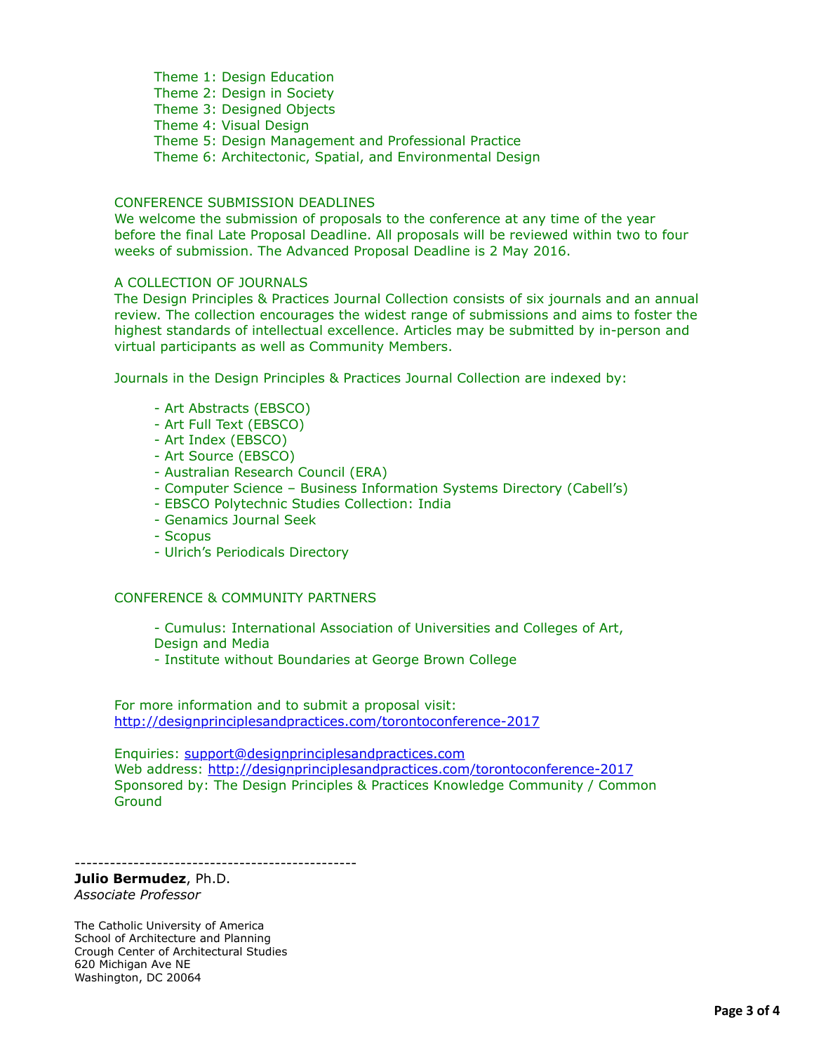- Theme 1: Design Education
- Theme 2: Design in Society
- Theme 3: Designed Objects
- Theme 4: Visual Design
- Theme 5: Design Management and Professional Practice
- Theme 6: Architectonic, Spatial, and Environmental Design

CONFERENCE SUBMISSION DEADLINES

We welcome the submission of proposals to the conference at any time of the year before the final Late Proposal Deadline. All proposals will be reviewed within two to four weeks of submission. The Advanced Proposal Deadline is 2 May 2016.

A COLLECTION OF JOURNALS

The Design Principles & Practices Journal Collection consists of six journals and an annual review. The collection encourages the widest range of submissions and aims to foster the highest standards of intellectual excellence. Articles may be submitted by in-person and virtual participants as well as Community Members.

Journals in the Design Principles & Practices Journal Collection are indexed by:

- Art Abstracts (EBSCO)
- Art Full Text (EBSCO)
- Art Index (EBSCO)
- Art Source (EBSCO)
- Australian Research Council (ERA)
- Computer Science – Business Information Systems Directory (Cabell's)
- EBSCO Polytechnic Studies Collection: India
- Genamics Journal Seek
- Scopus
- Ulrich's Periodicals Directory

CONFERENCE & COMMUNITY PARTNERS

- Cumulus: International Association of Universities and Colleges of Art, Design and Media
- Institute without Boundaries at George Brown College

For more information and to submit a proposal visit:
http://designprinciplesandpractices.com/torontoconference-2017

Enquiries: support@designprinciplesandpractices.com
Web address: http://designprinciplesandpractices.com/torontoconference-2017
Sponsored by: The Design Principles & Practices Knowledge Community / Common Ground

------------------------------------------------

**Julio Bermudez**, Ph.D.
*Associate Professor*

The Catholic University of America
School of Architecture and Planning
Crough Center of Architectural Studies
620 Michigan Ave NE
Washington, DC 20064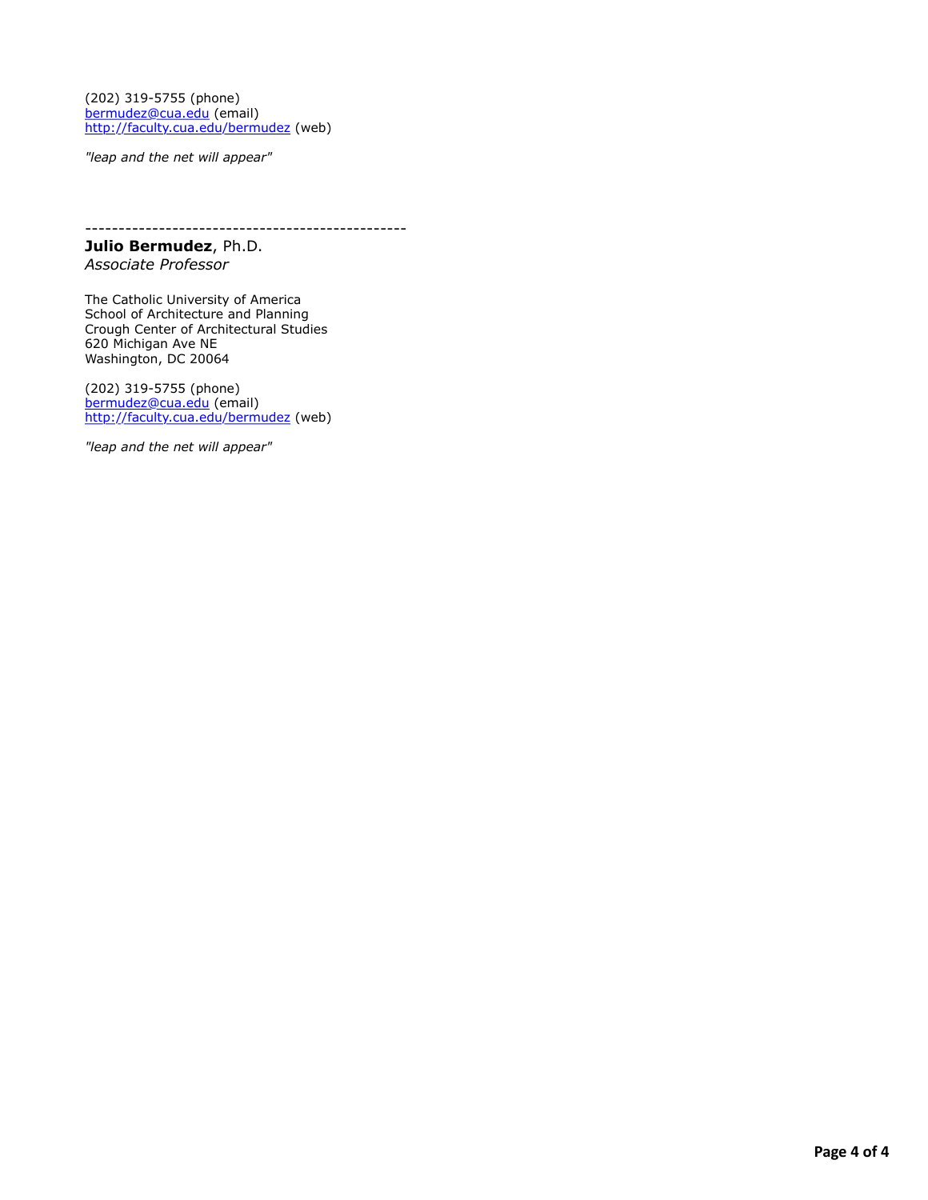(202) 319-5755 (phone)
bermudez@cua.edu (email)
http://faculty.cua.edu/bermudez (web)

*"leap and the net will appear"*

------------------------------------------------
**Julio Bermudez**, Ph.D.
*Associate Professor*

The Catholic University of America
School of Architecture and Planning
Crough Center of Architectural Studies
620 Michigan Ave NE
Washington, DC 20064

(202) 319-5755 (phone)
bermudez@cua.edu (email)
http://faculty.cua.edu/bermudez (web)

*"leap and the net will appear"*